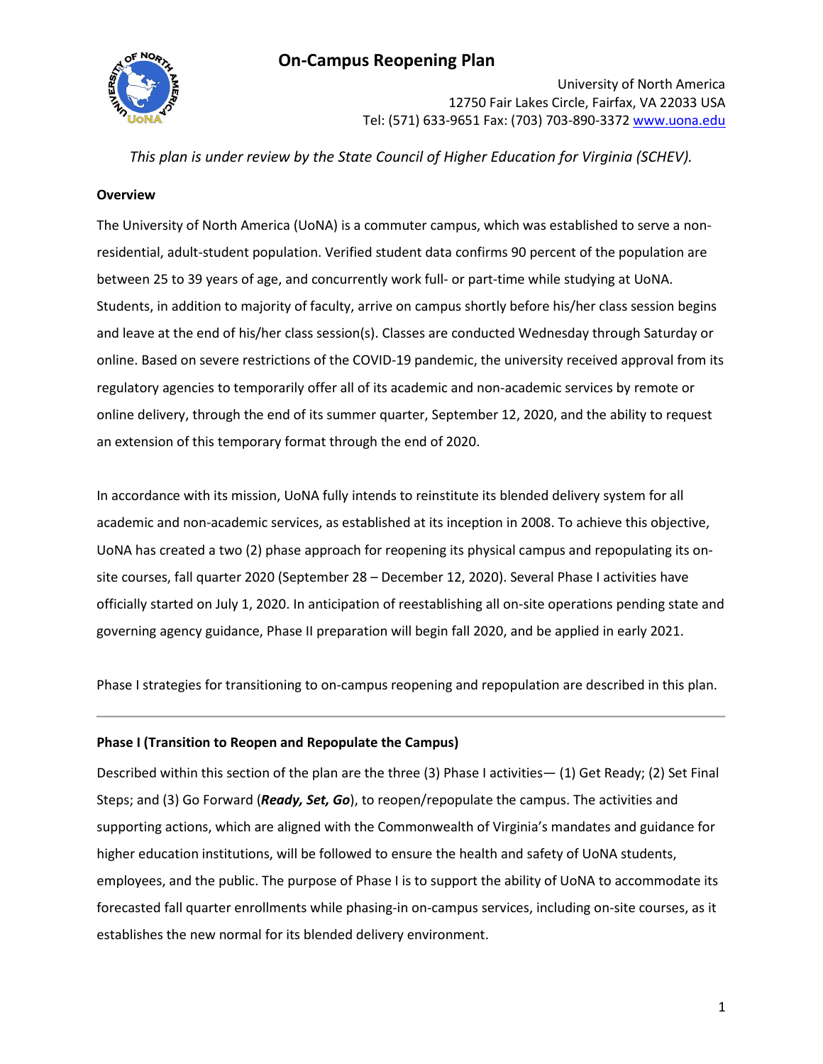# On-Campus Reopening Plan

University of North America
12750 Fair Lakes Circle, Fairfax, VA 22033 USA
Tel: (571) 633-9651 Fax: (703) 703-890-3372 www.uona.edu

*This plan is under review by the State Council of Higher Education for Virginia (SCHEV).*

**Overview**

The University of North America (UoNA) is a commuter campus, which was established to serve a non-residential, adult-student population. Verified student data confirms 90 percent of the population are between 25 to 39 years of age, and concurrently work full- or part-time while studying at UoNA. Students, in addition to majority of faculty, arrive on campus shortly before his/her class session begins and leave at the end of his/her class session(s). Classes are conducted Wednesday through Saturday or online. Based on severe restrictions of the COVID-19 pandemic, the university received approval from its regulatory agencies to temporarily offer all of its academic and non-academic services by remote or online delivery, through the end of its summer quarter, September 12, 2020, and the ability to request an extension of this temporary format through the end of 2020.

In accordance with its mission, UoNA fully intends to reinstitute its blended delivery system for all academic and non-academic services, as established at its inception in 2008. To achieve this objective, UoNA has created a two (2) phase approach for reopening its physical campus and repopulating its on-site courses, fall quarter 2020 (September 28 – December 12, 2020). Several Phase I activities have officially started on July 1, 2020. In anticipation of reestablishing all on-site operations pending state and governing agency guidance, Phase II preparation will begin fall 2020, and be applied in early 2021.

Phase I strategies for transitioning to on-campus reopening and repopulation are described in this plan.

---

**Phase I (Transition to Reopen and Repopulate the Campus)**

Described within this section of the plan are the three (3) Phase I activities— (1) Get Ready; (2) Set Final Steps; and (3) Go Forward (***Ready, Set, Go***), to reopen/repopulate the campus. The activities and supporting actions, which are aligned with the Commonwealth of Virginia's mandates and guidance for higher education institutions, will be followed to ensure the health and safety of UoNA students, employees, and the public. The purpose of Phase I is to support the ability of UoNA to accommodate its forecasted fall quarter enrollments while phasing-in on-campus services, including on-site courses, as it establishes the new normal for its blended delivery environment.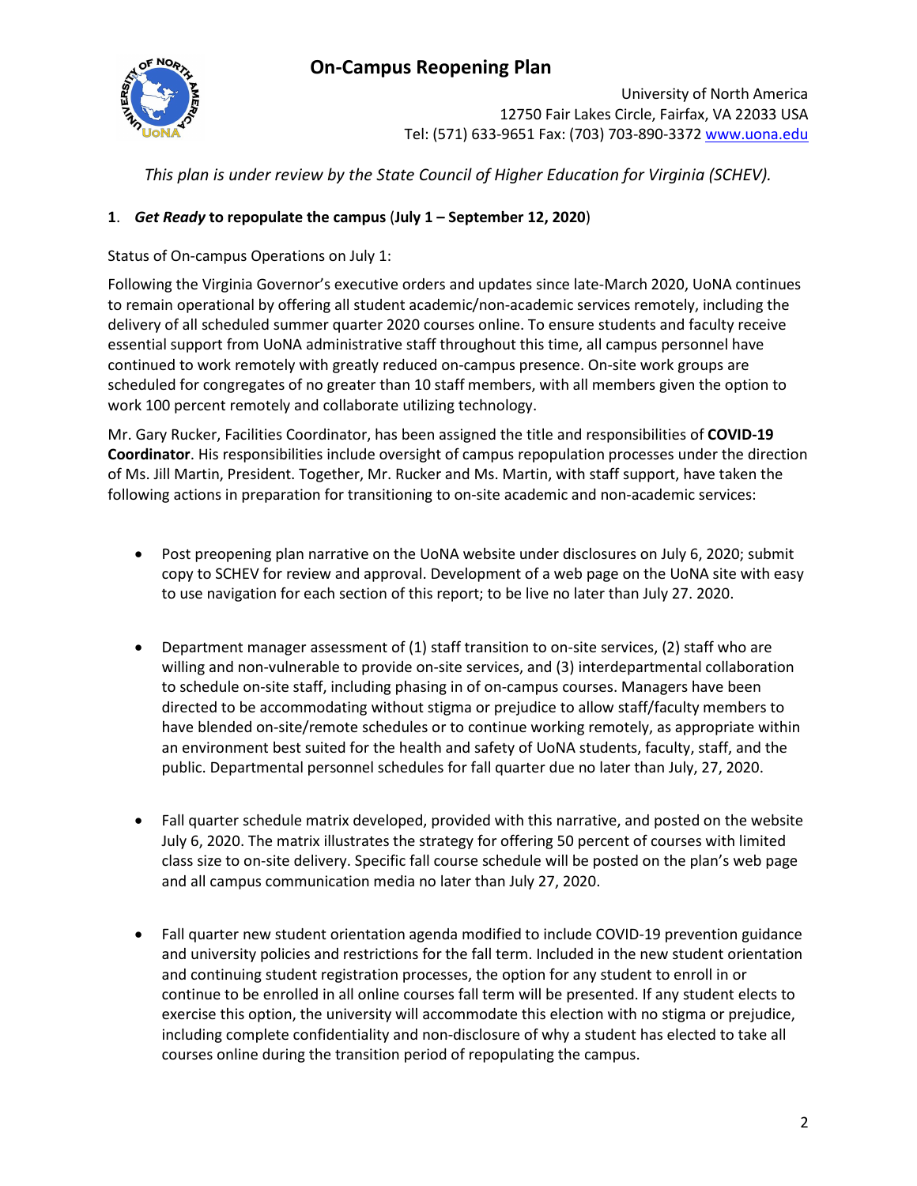# On-Campus Reopening Plan

University of North America
12750 Fair Lakes Circle, Fairfax, VA 22033 USA
Tel: (571) 633-9651 Fax: (703) 703-890-3372 www.uona.edu

*This plan is under review by the State Council of Higher Education for Virginia (SCHEV).*

## 1. *Get Ready* to repopulate the campus (July 1 – September 12, 2020)

Status of On-campus Operations on July 1:

Following the Virginia Governor's executive orders and updates since late-March 2020, UoNA continues to remain operational by offering all student academic/non-academic services remotely, including the delivery of all scheduled summer quarter 2020 courses online. To ensure students and faculty receive essential support from UoNA administrative staff throughout this time, all campus personnel have continued to work remotely with greatly reduced on-campus presence. On-site work groups are scheduled for congregates of no greater than 10 staff members, with all members given the option to work 100 percent remotely and collaborate utilizing technology.

Mr. Gary Rucker, Facilities Coordinator, has been assigned the title and responsibilities of **COVID-19 Coordinator**. His responsibilities include oversight of campus repopulation processes under the direction of Ms. Jill Martin, President. Together, Mr. Rucker and Ms. Martin, with staff support, have taken the following actions in preparation for transitioning to on-site academic and non-academic services:

- Post preopening plan narrative on the UoNA website under disclosures on July 6, 2020; submit copy to SCHEV for review and approval. Development of a web page on the UoNA site with easy to use navigation for each section of this report; to be live no later than July 27. 2020.

- Department manager assessment of (1) staff transition to on-site services, (2) staff who are willing and non-vulnerable to provide on-site services, and (3) interdepartmental collaboration to schedule on-site staff, including phasing in of on-campus courses. Managers have been directed to be accommodating without stigma or prejudice to allow staff/faculty members to have blended on-site/remote schedules or to continue working remotely, as appropriate within an environment best suited for the health and safety of UoNA students, faculty, staff, and the public. Departmental personnel schedules for fall quarter due no later than July, 27, 2020.

- Fall quarter schedule matrix developed, provided with this narrative, and posted on the website July 6, 2020. The matrix illustrates the strategy for offering 50 percent of courses with limited class size to on-site delivery. Specific fall course schedule will be posted on the plan's web page and all campus communication media no later than July 27, 2020.

- Fall quarter new student orientation agenda modified to include COVID-19 prevention guidance and university policies and restrictions for the fall term. Included in the new student orientation and continuing student registration processes, the option for any student to enroll in or continue to be enrolled in all online courses fall term will be presented. If any student elects to exercise this option, the university will accommodate this election with no stigma or prejudice, including complete confidentiality and non-disclosure of why a student has elected to take all courses online during the transition period of repopulating the campus.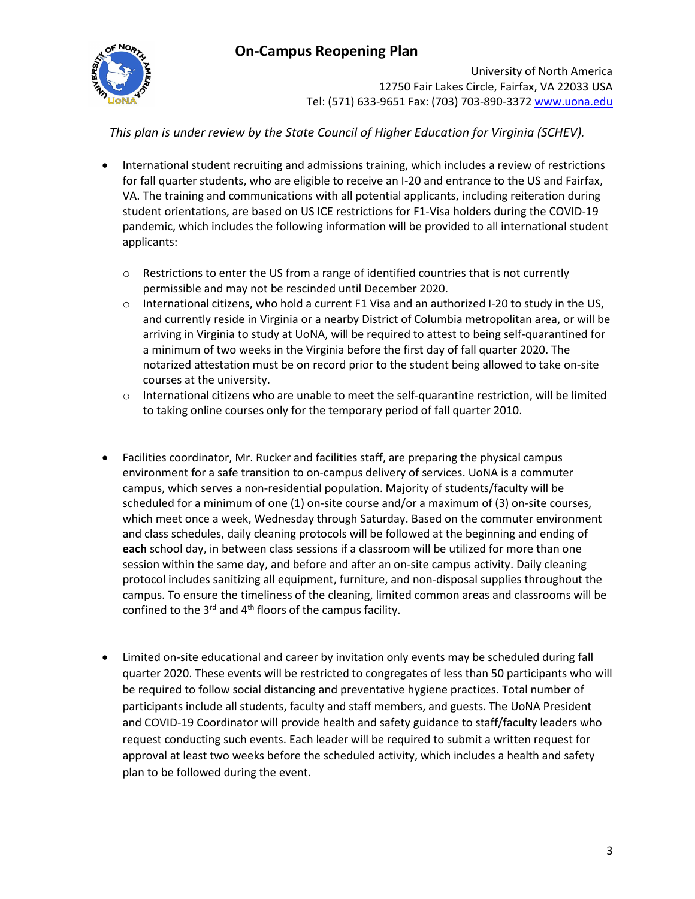*This plan is under review by the State Council of Higher Education for Virginia (SCHEV).*

- International student recruiting and admissions training, which includes a review of restrictions for fall quarter students, who are eligible to receive an I-20 and entrance to the US and Fairfax, VA. The training and communications with all potential applicants, including reiteration during student orientations, are based on US ICE restrictions for F1-Visa holders during the COVID-19 pandemic, which includes the following information will be provided to all international student applicants:
    - Restrictions to enter the US from a range of identified countries that is not currently permissible and may not be rescinded until December 2020.
    - International citizens, who hold a current F1 Visa and an authorized I-20 to study in the US, and currently reside in Virginia or a nearby District of Columbia metropolitan area, or will be arriving in Virginia to study at UoNA, will be required to attest to being self-quarantined for a minimum of two weeks in the Virginia before the first day of fall quarter 2020. The notarized attestation must be on record prior to the student being allowed to take on-site courses at the university.
    - International citizens who are unable to meet the self-quarantine restriction, will be limited to taking online courses only for the temporary period of fall quarter 2010.

- Facilities coordinator, Mr. Rucker and facilities staff, are preparing the physical campus environment for a safe transition to on-campus delivery of services. UoNA is a commuter campus, which serves a non-residential population. Majority of students/faculty will be scheduled for a minimum of one (1) on-site course and/or a maximum of (3) on-site courses, which meet once a week, Wednesday through Saturday. Based on the commuter environment and class schedules, daily cleaning protocols will be followed at the beginning and ending of **each** school day, in between class sessions if a classroom will be utilized for more than one session within the same day, and before and after an on-site campus activity. Daily cleaning protocol includes sanitizing all equipment, furniture, and non-disposal supplies throughout the campus. To ensure the timeliness of the cleaning, limited common areas and classrooms will be confined to the 3rd and 4th floors of the campus facility.

- Limited on-site educational and career by invitation only events may be scheduled during fall quarter 2020. These events will be restricted to congregates of less than 50 participants who will be required to follow social distancing and preventative hygiene practices. Total number of participants include all students, faculty and staff members, and guests. The UoNA President and COVID-19 Coordinator will provide health and safety guidance to staff/faculty leaders who request conducting such events. Each leader will be required to submit a written request for approval at least two weeks before the scheduled activity, which includes a health and safety plan to be followed during the event.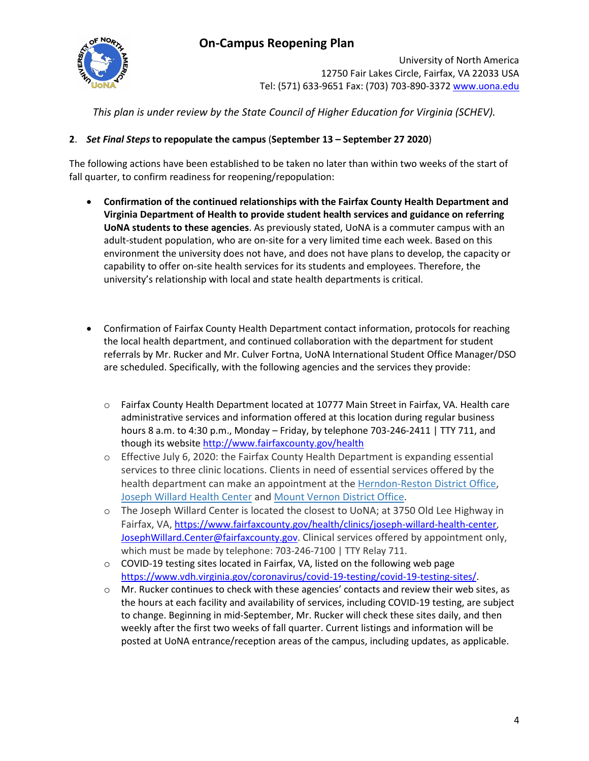This plan is under review by the State Council of Higher Education for Virginia (SCHEV).

**2**. ***Set Final Steps*** **to repopulate the campus** (**September 13 – September 27 2020**)

The following actions have been established to be taken no later than within two weeks of the start of fall quarter, to confirm readiness for reopening/repopulation:

- **Confirmation of the continued relationships with the Fairfax County Health Department and Virginia Department of Health to provide student health services and guidance on referring UoNA students to these agencies**. As previously stated, UoNA is a commuter campus with an adult-student population, who are on-site for a very limited time each week. Based on this environment the university does not have, and does not have plans to develop, the capacity or capability to offer on-site health services for its students and employees. Therefore, the university's relationship with local and state health departments is critical.

- Confirmation of Fairfax County Health Department contact information, protocols for reaching the local health department, and continued collaboration with the department for student referrals by Mr. Rucker and Mr. Culver Fortna, UoNA International Student Office Manager/DSO are scheduled. Specifically, with the following agencies and the services they provide:
  - Fairfax County Health Department located at 10777 Main Street in Fairfax, VA. Health care administrative services and information offered at this location during regular business hours 8 a.m. to 4:30 p.m., Monday – Friday, by telephone 703-246-2411 | TTY 711, and though its website http://www.fairfaxcounty.gov/health
  - Effective July 6, 2020: the Fairfax County Health Department is expanding essential services to three clinic locations. Clients in need of essential services offered by the health department can make an appointment at the Herndon-Reston District Office, Joseph Willard Health Center and Mount Vernon District Office.
  - The Joseph Willard Center is located the closest to UoNA; at 3750 Old Lee Highway in Fairfax, VA, https://www.fairfaxcounty.gov/health/clinics/joseph-willard-health-center, JosephWillard.Center@fairfaxcounty.gov. Clinical services offered by appointment only, which must be made by telephone: 703-246-7100 | TTY Relay 711.
  - COVID-19 testing sites located in Fairfax, VA, listed on the following web page https://www.vdh.virginia.gov/coronavirus/covid-19-testing/covid-19-testing-sites/.
  - Mr. Rucker continues to check with these agencies' contacts and review their web sites, as the hours at each facility and availability of services, including COVID-19 testing, are subject to change. Beginning in mid-September, Mr. Rucker will check these sites daily, and then weekly after the first two weeks of fall quarter. Current listings and information will be posted at UoNA entrance/reception areas of the campus, including updates, as applicable.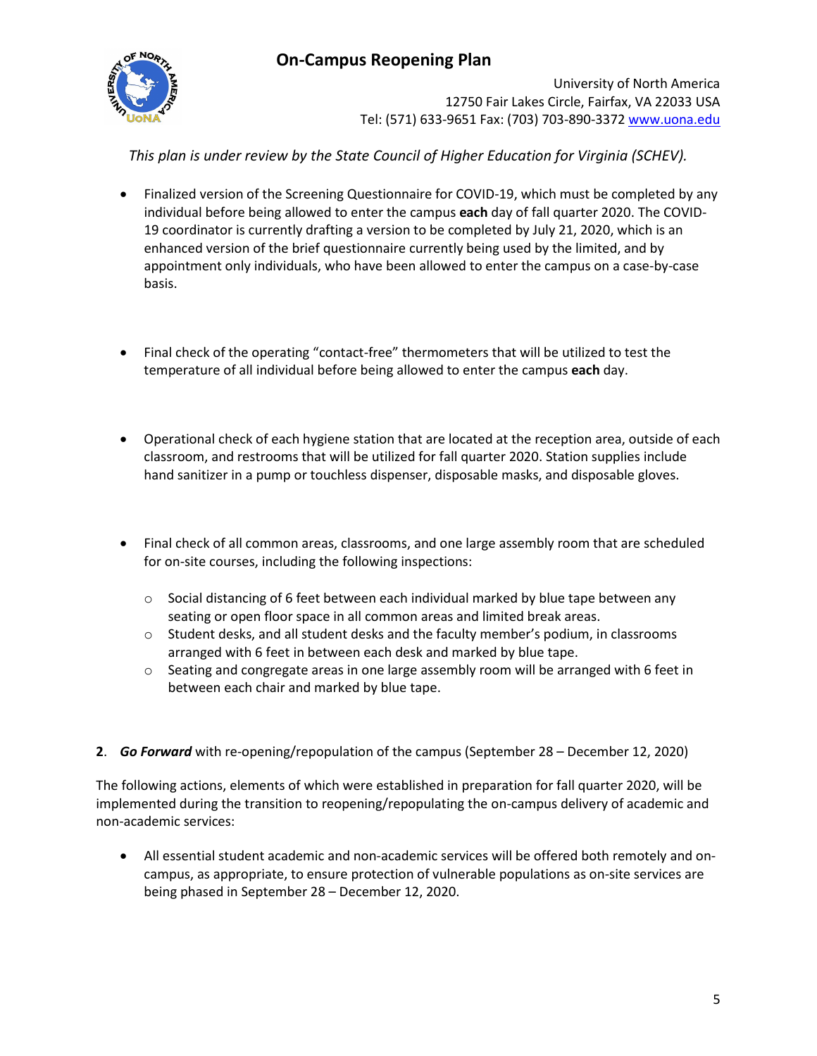*This plan is under review by the State Council of Higher Education for Virginia (SCHEV).*

- Finalized version of the Screening Questionnaire for COVID-19, which must be completed by any individual before being allowed to enter the campus **each** day of fall quarter 2020. The COVID-19 coordinator is currently drafting a version to be completed by July 21, 2020, which is an enhanced version of the brief questionnaire currently being used by the limited, and by appointment only individuals, who have been allowed to enter the campus on a case-by-case basis.

- Final check of the operating "contact-free" thermometers that will be utilized to test the temperature of all individual before being allowed to enter the campus **each** day.

- Operational check of each hygiene station that are located at the reception area, outside of each classroom, and restrooms that will be utilized for fall quarter 2020. Station supplies include hand sanitizer in a pump or touchless dispenser, disposable masks, and disposable gloves.

- Final check of all common areas, classrooms, and one large assembly room that are scheduled for on-site courses, including the following inspections:
  - Social distancing of 6 feet between each individual marked by blue tape between any seating or open floor space in all common areas and limited break areas.
  - Student desks, and all student desks and the faculty member's podium, in classrooms arranged with 6 feet in between each desk and marked by blue tape.
  - Seating and congregate areas in one large assembly room will be arranged with 6 feet in between each chair and marked by blue tape.

**2**. ***Go Forward*** with re-opening/repopulation of the campus (September 28 – December 12, 2020)

The following actions, elements of which were established in preparation for fall quarter 2020, will be implemented during the transition to reopening/repopulating the on-campus delivery of academic and non-academic services:

- All essential student academic and non-academic services will be offered both remotely and on-campus, as appropriate, to ensure protection of vulnerable populations as on-site services are being phased in September 28 – December 12, 2020.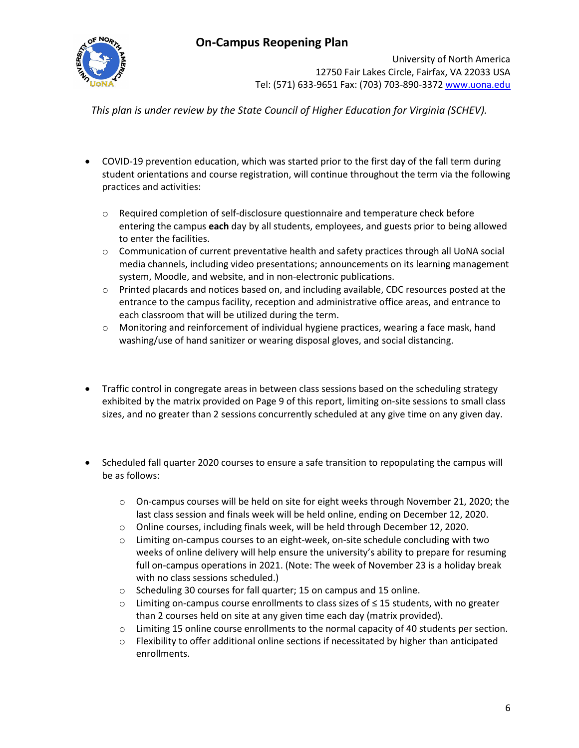*This plan is under review by the State Council of Higher Education for Virginia (SCHEV).*

- COVID-19 prevention education, which was started prior to the first day of the fall term during student orientations and course registration, will continue throughout the term via the following practices and activities:
  - Required completion of self-disclosure questionnaire and temperature check before entering the campus **each** day by all students, employees, and guests prior to being allowed to enter the facilities.
  - Communication of current preventative health and safety practices through all UoNA social media channels, including video presentations; announcements on its learning management system, Moodle, and website, and in non-electronic publications.
  - Printed placards and notices based on, and including available, CDC resources posted at the entrance to the campus facility, reception and administrative office areas, and entrance to each classroom that will be utilized during the term.
  - Monitoring and reinforcement of individual hygiene practices, wearing a face mask, hand washing/use of hand sanitizer or wearing disposal gloves, and social distancing.

- Traffic control in congregate areas in between class sessions based on the scheduling strategy exhibited by the matrix provided on Page 9 of this report, limiting on-site sessions to small class sizes, and no greater than 2 sessions concurrently scheduled at any give time on any given day.

- Scheduled fall quarter 2020 courses to ensure a safe transition to repopulating the campus will be as follows:
  - On-campus courses will be held on site for eight weeks through November 21, 2020; the last class session and finals week will be held online, ending on December 12, 2020.
  - Online courses, including finals week, will be held through December 12, 2020.
  - Limiting on-campus courses to an eight-week, on-site schedule concluding with two weeks of online delivery will help ensure the university's ability to prepare for resuming full on-campus operations in 2021. (Note: The week of November 23 is a holiday break with no class sessions scheduled.)
  - Scheduling 30 courses for fall quarter; 15 on campus and 15 online.
  - Limiting on-campus course enrollments to class sizes of ≤ 15 students, with no greater than 2 courses held on site at any given time each day (matrix provided).
  - Limiting 15 online course enrollments to the normal capacity of 40 students per section.
  - Flexibility to offer additional online sections if necessitated by higher than anticipated enrollments.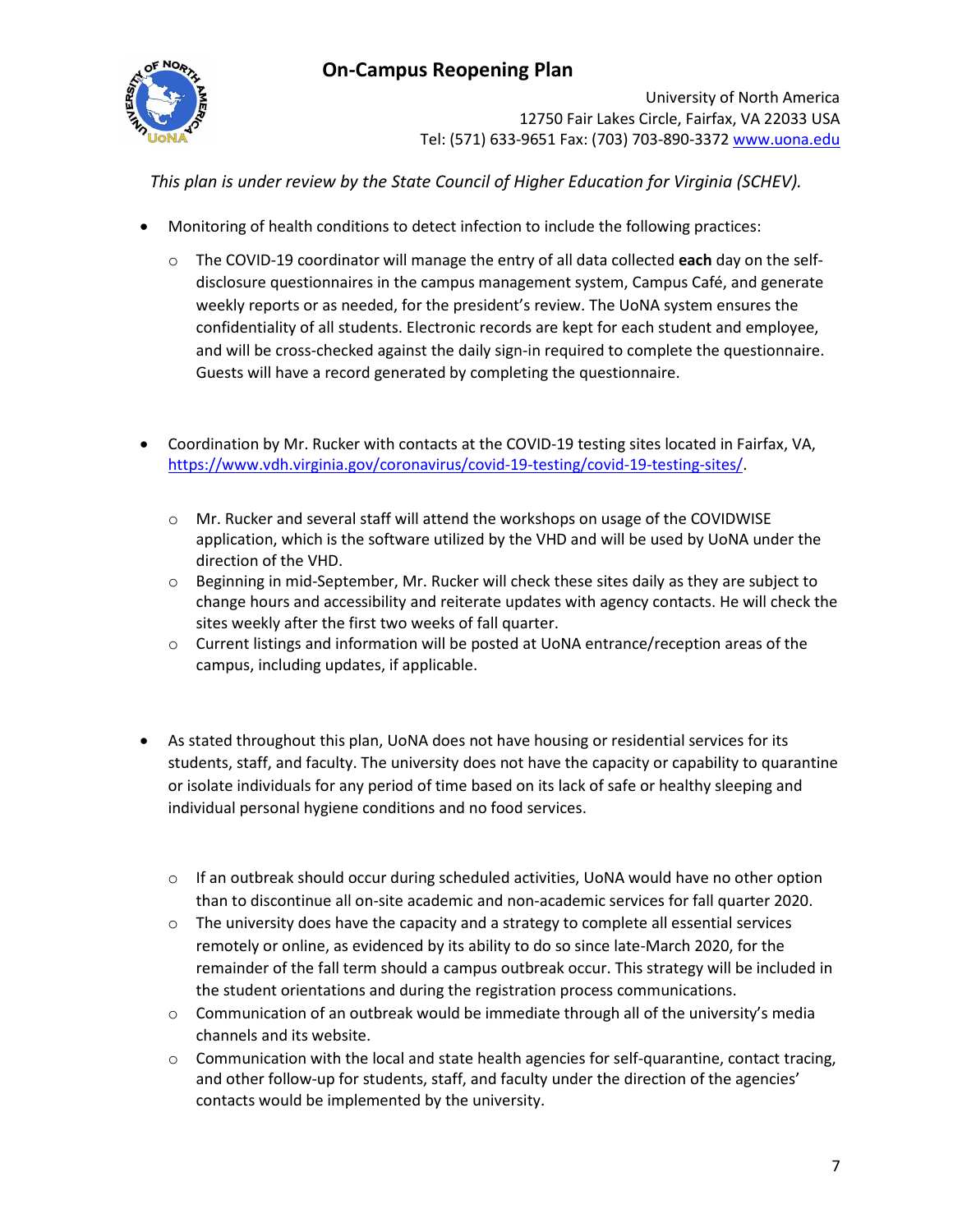*This plan is under review by the State Council of Higher Education for Virginia (SCHEV).*

- Monitoring of health conditions to detect infection to include the following practices:
  - The COVID-19 coordinator will manage the entry of all data collected **each** day on the self-disclosure questionnaires in the campus management system, Campus Café, and generate weekly reports or as needed, for the president's review. The UoNA system ensures the confidentiality of all students. Electronic records are kept for each student and employee, and will be cross-checked against the daily sign-in required to complete the questionnaire. Guests will have a record generated by completing the questionnaire.

- Coordination by Mr. Rucker with contacts at the COVID-19 testing sites located in Fairfax, VA, https://www.vdh.virginia.gov/coronavirus/covid-19-testing/covid-19-testing-sites/.
  - Mr. Rucker and several staff will attend the workshops on usage of the COVIDWISE application, which is the software utilized by the VHD and will be used by UoNA under the direction of the VHD.
  - Beginning in mid-September, Mr. Rucker will check these sites daily as they are subject to change hours and accessibility and reiterate updates with agency contacts. He will check the sites weekly after the first two weeks of fall quarter.
  - Current listings and information will be posted at UoNA entrance/reception areas of the campus, including updates, if applicable.

- As stated throughout this plan, UoNA does not have housing or residential services for its students, staff, and faculty. The university does not have the capacity or capability to quarantine or isolate individuals for any period of time based on its lack of safe or healthy sleeping and individual personal hygiene conditions and no food services.
  - If an outbreak should occur during scheduled activities, UoNA would have no other option than to discontinue all on-site academic and non-academic services for fall quarter 2020.
  - The university does have the capacity and a strategy to complete all essential services remotely or online, as evidenced by its ability to do so since late-March 2020, for the remainder of the fall term should a campus outbreak occur. This strategy will be included in the student orientations and during the registration process communications.
  - Communication of an outbreak would be immediate through all of the university's media channels and its website.
  - Communication with the local and state health agencies for self-quarantine, contact tracing, and other follow-up for students, staff, and faculty under the direction of the agencies' contacts would be implemented by the university.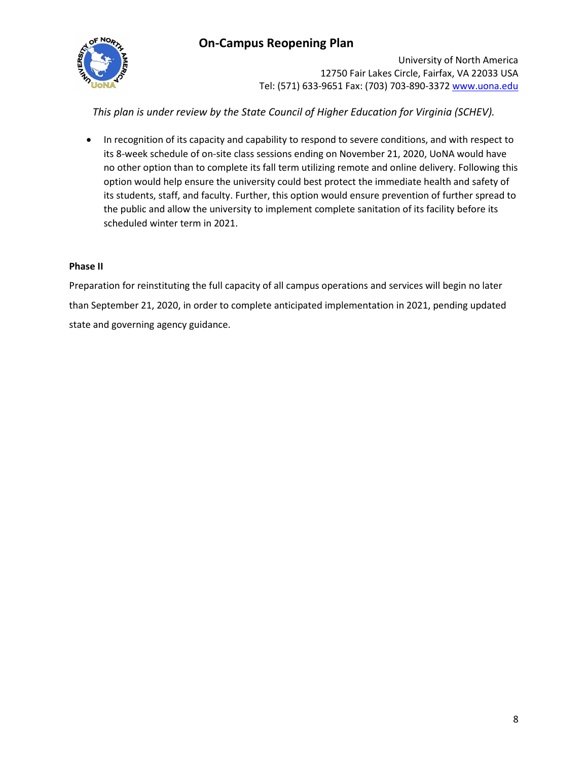*This plan is under review by the State Council of Higher Education for Virginia (SCHEV).*

- In recognition of its capacity and capability to respond to severe conditions, and with respect to its 8-week schedule of on-site class sessions ending on November 21, 2020, UoNA would have no other option than to complete its fall term utilizing remote and online delivery. Following this option would help ensure the university could best protect the immediate health and safety of its students, staff, and faculty. Further, this option would ensure prevention of further spread to the public and allow the university to implement complete sanitation of its facility before its scheduled winter term in 2021.

**Phase II**

Preparation for reinstituting the full capacity of all campus operations and services will begin no later than September 21, 2020, in order to complete anticipated implementation in 2021, pending updated state and governing agency guidance.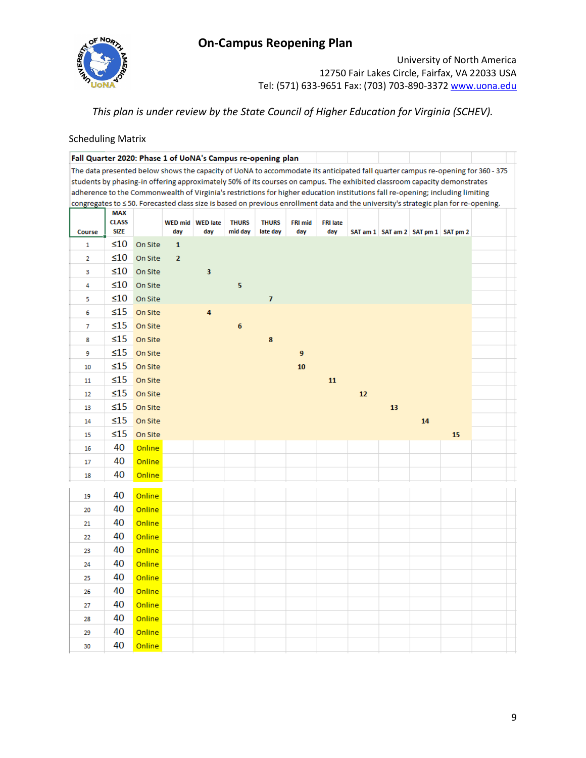## On-Campus Reopening Plan

University of North America
12750 Fair Lakes Circle, Fairfax, VA 22033 USA
Tel: (571) 633-9651 Fax: (703) 703-890-3372 www.uona.edu

*This plan is under review by the State Council of Higher Education for Virginia (SCHEV).*

Scheduling Matrix

**Fall Quarter 2020: Phase 1 of UoNA's Campus re-opening plan**

The data presented below shows the capacity of UoNA to accommodate its anticipated fall quarter campus re-opening for 360 - 375 students by phasing-in offering approximately 50% of its courses on campus. The exhibited classroom capacity demonstrates adherence to the Commonwealth of Virginia's restrictions for higher education institutions fall re-opening; including limiting congregates to ≤ 50. Forecasted class size is based on previous enrollment data and the university's strategic plan for re-opening.

| Course | MAX CLASS SIZE | | WED mid day | WED late day | THURS mid day | THURS late day | FRI mid day | FRI late day | SAT am 1 | SAT am 2 | SAT pm 1 | SAT pm 2 |
|---|---|---|---|---|---|---|---|---|---|---|---|---|
| 1 | ≤10 | On Site | 1 | | | | | | | | | |
| 2 | ≤10 | On Site | 2 | | | | | | | | | |
| 3 | ≤10 | On Site | | 3 | | | | | | | | |
| 4 | ≤10 | On Site | | | 5 | | | | | | | |
| 5 | ≤10 | On Site | | | | 7 | | | | | | |
| 6 | ≤15 | On Site | | 4 | | | | | | | | |
| 7 | ≤15 | On Site | | | 6 | | | | | | | |
| 8 | ≤15 | On Site | | | | 8 | | | | | | |
| 9 | ≤15 | On Site | | | | | 9 | | | | | |
| 10 | ≤15 | On Site | | | | | 10 | | | | | |
| 11 | ≤15 | On Site | | | | | | 11 | | | | |
| 12 | ≤15 | On Site | | | | | | | 12 | | | |
| 13 | ≤15 | On Site | | | | | | | | 13 | | |
| 14 | ≤15 | On Site | | | | | | | | | 14 | |
| 15 | ≤15 | On Site | | | | | | | | | | 15 |
| 16 | 40 | Online | | | | | | | | | | |
| 17 | 40 | Online | | | | | | | | | | |
| 18 | 40 | Online | | | | | | | | | | |
| 19 | 40 | Online | | | | | | | | | | |
| 20 | 40 | Online | | | | | | | | | | |
| 21 | 40 | Online | | | | | | | | | | |
| 22 | 40 | Online | | | | | | | | | | |
| 23 | 40 | Online | | | | | | | | | | |
| 24 | 40 | Online | | | | | | | | | | |
| 25 | 40 | Online | | | | | | | | | | |
| 26 | 40 | Online | | | | | | | | | | |
| 27 | 40 | Online | | | | | | | | | | |
| 28 | 40 | Online | | | | | | | | | | |
| 29 | 40 | Online | | | | | | | | | | |
| 30 | 40 | Online | | | | | | | | | | |